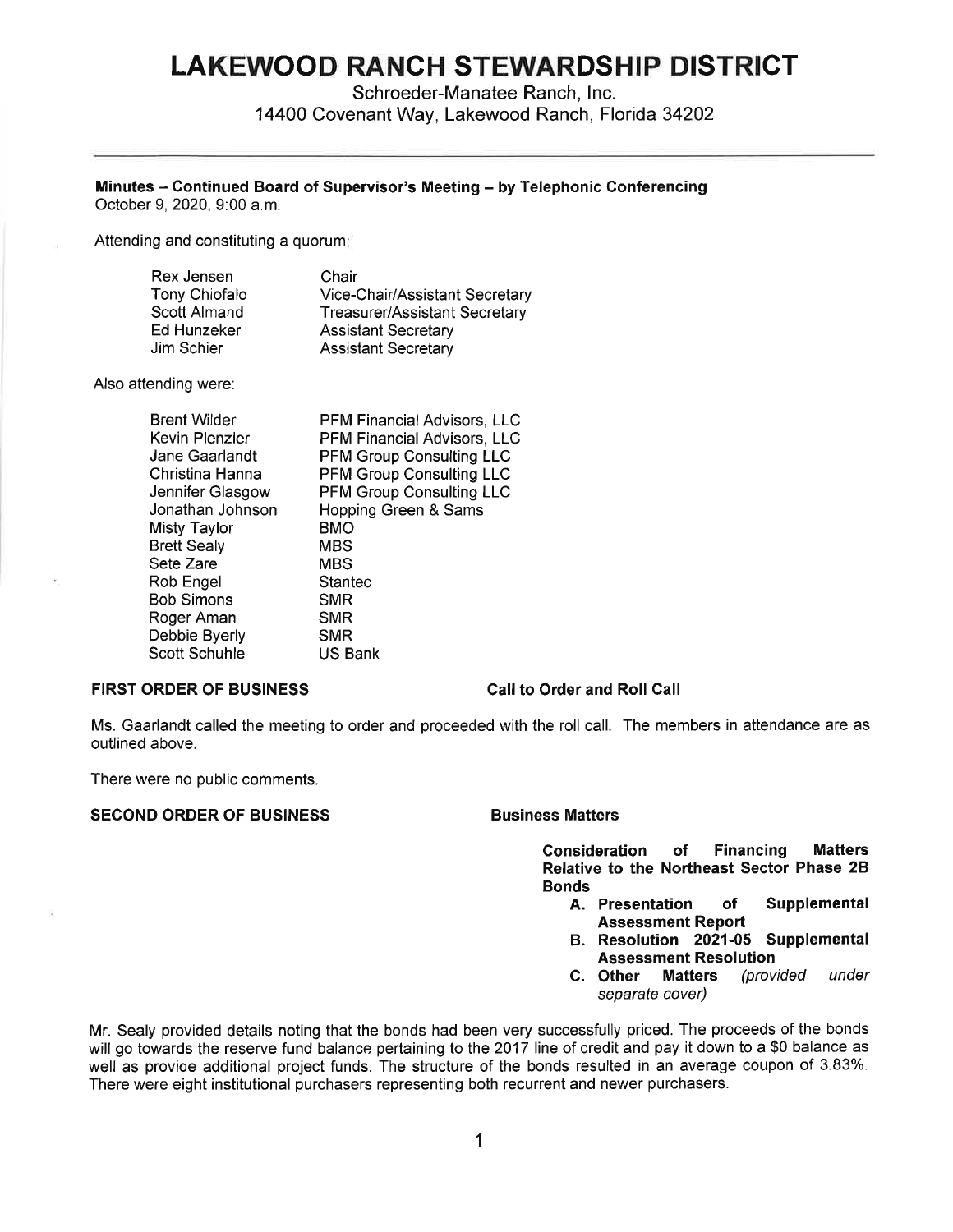# LAKEWOOD RANCH STEWARDSHIP DISTRICT

Schroeder-Manatee Ranch, Inc.
14400 Covenant Way, Lakewood Ranch, Florida 34202

**Minutes – Continued Board of Supervisor's Meeting – by Telephonic Conferencing**
October 9, 2020, 9:00 a.m.

Attending and constituting a quorum:

| | |
|---|---|
| Rex Jensen | Chair |
| Tony Chiofalo | Vice-Chair/Assistant Secretary |
| Scott Almand | Treasurer/Assistant Secretary |
| Ed Hunzeker | Assistant Secretary |
| Jim Schier | Assistant Secretary |

Also attending were:

| | |
|---|---|
| Brent Wilder | PFM Financial Advisors, LLC |
| Kevin Plenzler | PFM Financial Advisors, LLC |
| Jane Gaarlandt | PFM Group Consulting LLC |
| Christina Hanna | PFM Group Consulting LLC |
| Jennifer Glasgow | PFM Group Consulting LLC |
| Jonathan Johnson | Hopping Green & Sams |
| Misty Taylor | BMO |
| Brett Sealy | MBS |
| Sete Zare | MBS |
| Rob Engel | Stantec |
| Bob Simons | SMR |
| Roger Aman | SMR |
| Debbie Byerly | SMR |
| Scott Schuhle | US Bank |

**FIRST ORDER OF BUSINESS** **Call to Order and Roll Call**

Ms. Gaarlandt called the meeting to order and proceeded with the roll call. The members in attendance are as outlined above.

There were no public comments.

**SECOND ORDER OF BUSINESS** **Business Matters**

**Consideration of Financing Matters Relative to the Northeast Sector Phase 2B Bonds**

- **A. Presentation of Supplemental Assessment Report**
- **B. Resolution 2021-05 Supplemental Assessment Resolution**
- **C. Other Matters** *(provided under separate cover)*

Mr. Sealy provided details noting that the bonds had been very successfully priced. The proceeds of the bonds will go towards the reserve fund balance pertaining to the 2017 line of credit and pay it down to a $0 balance as well as provide additional project funds. The structure of the bonds resulted in an average coupon of 3.83%. There were eight institutional purchasers representing both recurrent and newer purchasers.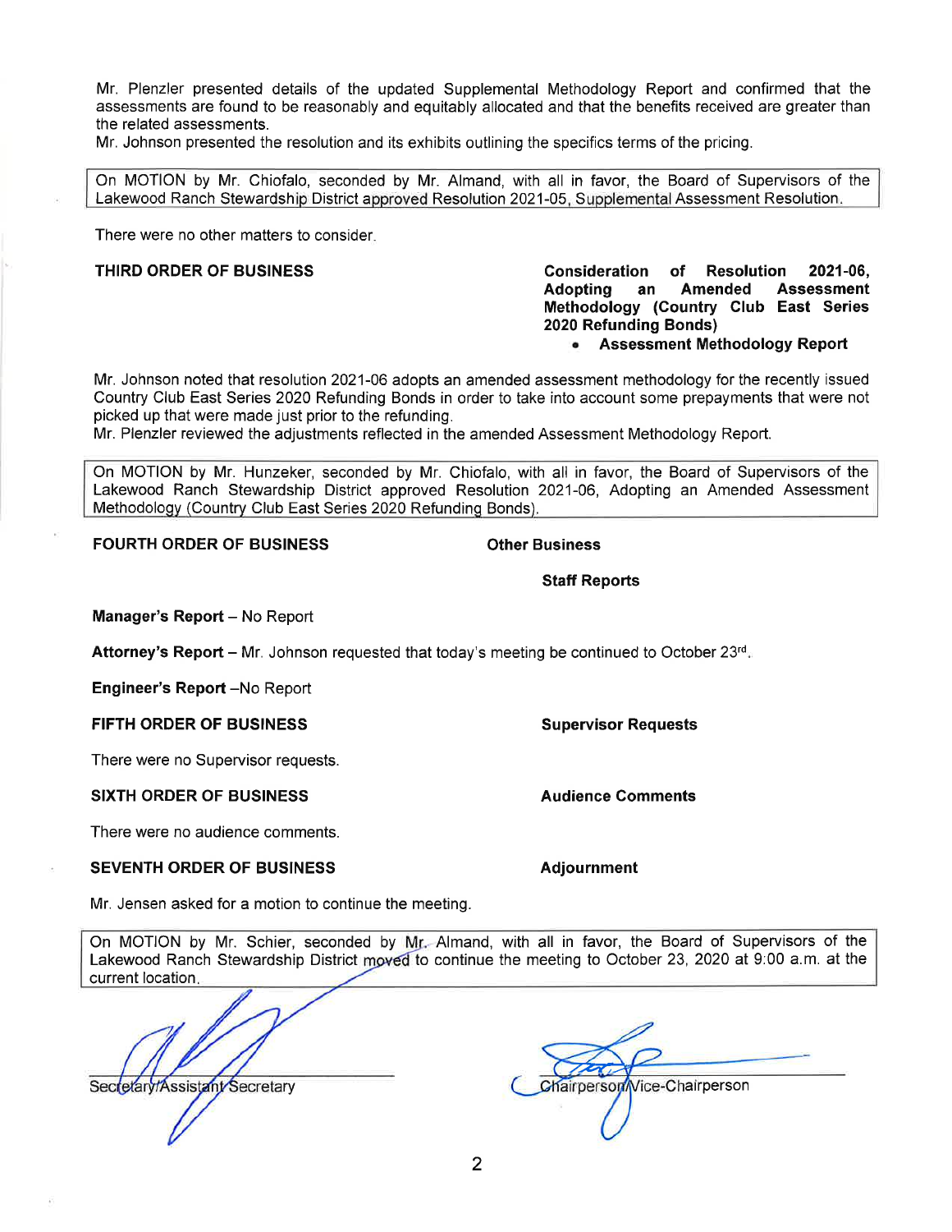Mr. Plenzler presented details of the updated Supplemental Methodology Report and confirmed that the assessments are found to be reasonably and equitably allocated and that the benefits received are greater than the related assessments.

Mr. Johnson presented the resolution and its exhibits outlining the specifics terms of the pricing.

> On MOTION by Mr. Chiofalo, seconded by Mr. Almand, with all in favor, the Board of Supervisors of the Lakewood Ranch Stewardship District approved Resolution 2021-05, Supplemental Assessment Resolution.

There were no other matters to consider.

**THIRD ORDER OF BUSINESS** **Consideration of Resolution 2021-06, Adopting an Amended Assessment Methodology (Country Club East Series 2020 Refunding Bonds)**

- **Assessment Methodology Report**

Mr. Johnson noted that resolution 2021-06 adopts an amended assessment methodology for the recently issued Country Club East Series 2020 Refunding Bonds in order to take into account some prepayments that were not picked up that were made just prior to the refunding.

Mr. Plenzler reviewed the adjustments reflected in the amended Assessment Methodology Report.

> On MOTION by Mr. Hunzeker, seconded by Mr. Chiofalo, with all in favor, the Board of Supervisors of the Lakewood Ranch Stewardship District approved Resolution 2021-06, Adopting an Amended Assessment Methodology (Country Club East Series 2020 Refunding Bonds).

**FOURTH ORDER OF BUSINESS** **Other Business**

**Staff Reports**

**Manager's Report** – No Report

**Attorney's Report** – Mr. Johnson requested that today's meeting be continued to October 23rd.

**Engineer's Report** –No Report

**FIFTH ORDER OF BUSINESS** **Supervisor Requests**

There were no Supervisor requests.

**SIXTH ORDER OF BUSINESS** **Audience Comments**

There were no audience comments.

**SEVENTH ORDER OF BUSINESS** **Adjournment**

Mr. Jensen asked for a motion to continue the meeting.

> On MOTION by Mr. Schier, seconded by Mr. Almand, with all in favor, the Board of Supervisors of the Lakewood Ranch Stewardship District moved to continue the meeting to October 23, 2020 at 9:00 a.m. at the current location.

Secretary/Assistant Secretary

Chairperson/Vice-Chairperson